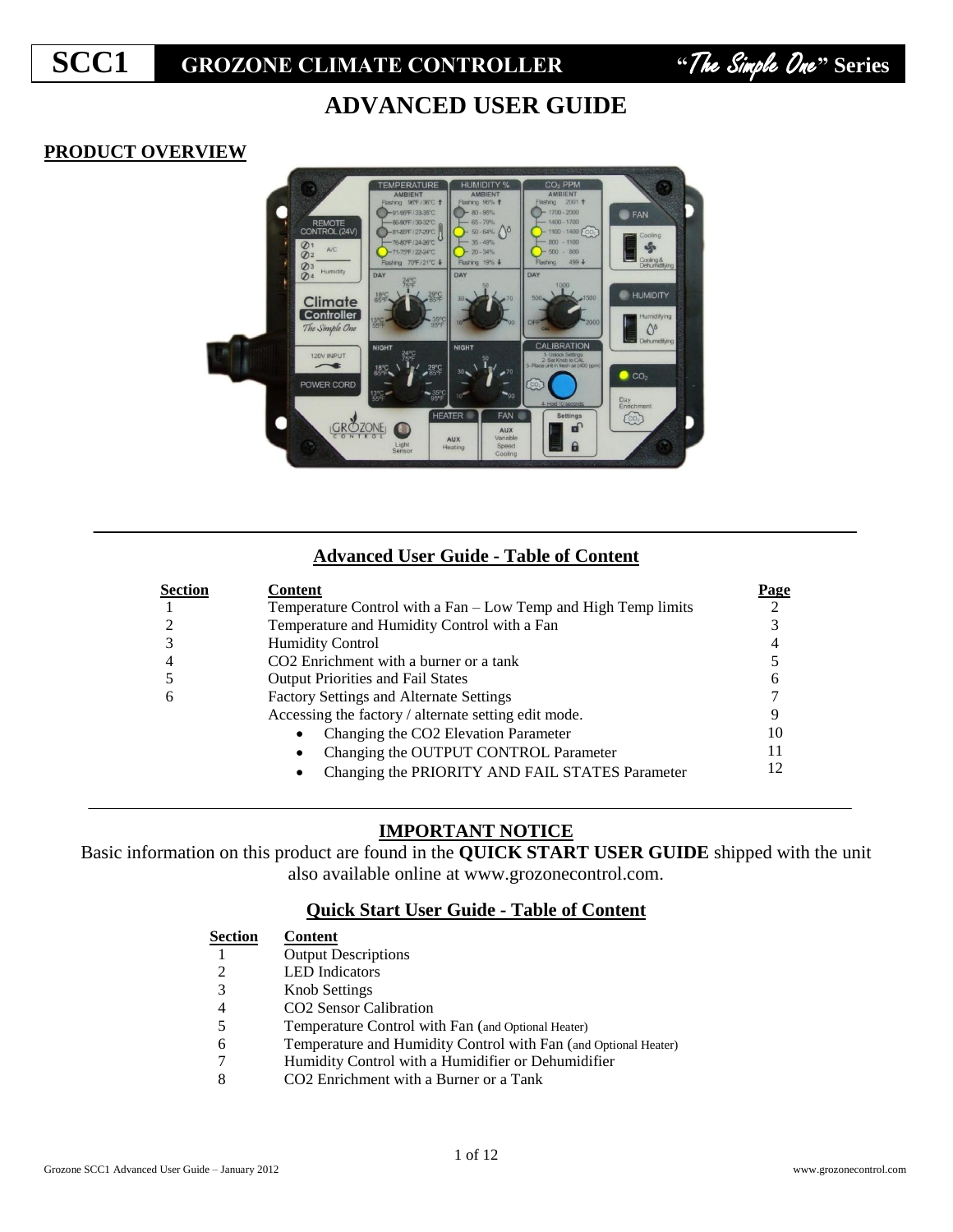# SCC1 GROZONE CLIMATE CONTROLLER "*The Simple One*" Series

## ADVANCED USER GUIDE

### PRODUCT OVERVIEW

### Advanced User Guide - Table of Content

| Section | Content | Page |
|---|---|---|
| 1 | Temperature Control with a Fan – Low Temp and High Temp limits | 2 |
| 2 | Temperature and Humidity Control with a Fan | 3 |
| 3 | Humidity Control | 4 |
| 4 | CO2 Enrichment with a burner or a tank | 5 |
| 5 | Output Priorities and Fail States | 6 |
| 6 | Factory Settings and Alternate Settings | 7 |
| | Accessing the factory / alternate setting edit mode. | 9 |
| | • Changing the CO2 Elevation Parameter | 10 |
| | • Changing the OUTPUT CONTROL Parameter | 11 |
| | • Changing the PRIORITY AND FAIL STATES Parameter | 12 |

### IMPORTANT NOTICE

Basic information on this product are found in the **QUICK START USER GUIDE** shipped with the unit also available online at www.grozonecontrol.com.

### Quick Start User Guide - Table of Content

| Section | Content |
|---|---|
| 1 | Output Descriptions |
| 2 | LED Indicators |
| 3 | Knob Settings |
| 4 | CO2 Sensor Calibration |
| 5 | Temperature Control with Fan (and Optional Heater) |
| 6 | Temperature and Humidity Control with Fan (and Optional Heater) |
| 7 | Humidity Control with a Humidifier or Dehumidifier |
| 8 | CO2 Enrichment with a Burner or a Tank |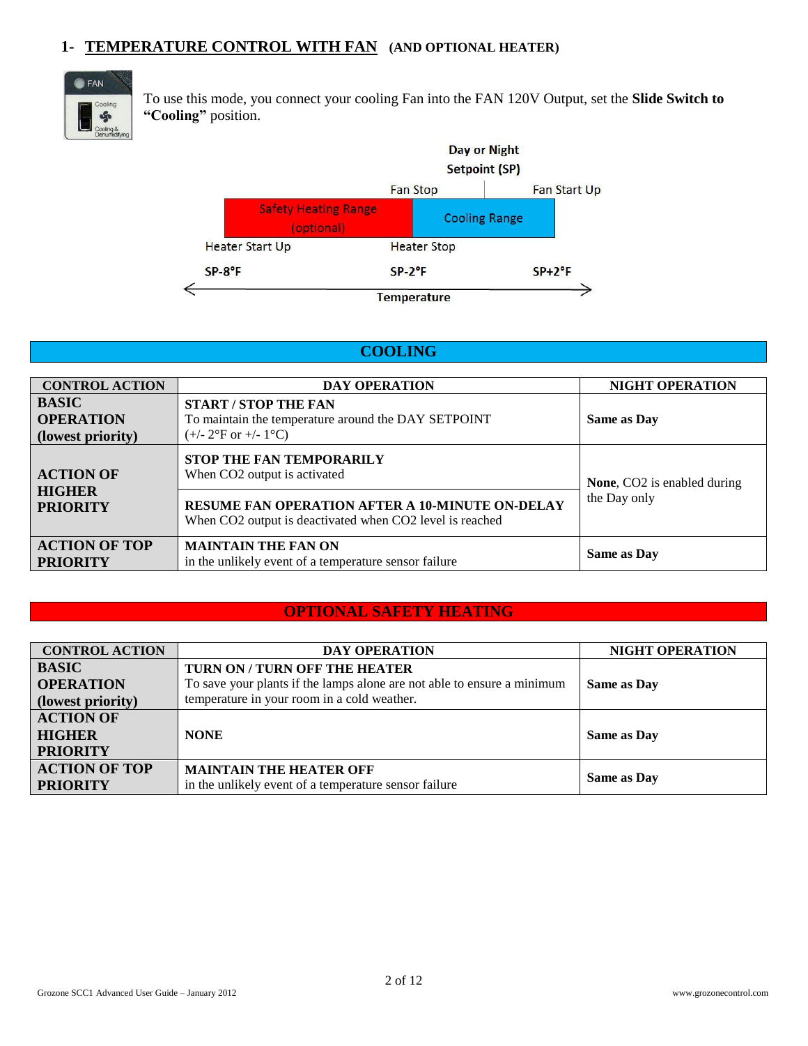## 1- TEMPERATURE CONTROL WITH FAN (AND OPTIONAL HEATER)

To use this mode, you connect your cooling Fan into the FAN 120V Output, set the **Slide Switch to "Cooling"** position.

Day or Night Setpoint (SP)

| Heater Start Up | Heater Stop / Fan Stop | Fan Start Up |
|---|---|---|
| SP-8°F | SP-2°F | SP+2°F |

Safety Heating Range (optional): SP-8°F to SP-2°F
Cooling Range: SP-2°F to SP+2°F

Temperature

### COOLING

| CONTROL ACTION | DAY OPERATION | NIGHT OPERATION |
|---|---|---|
| **BASIC OPERATION (lowest priority)** | **START / STOP THE FAN** To maintain the temperature around the DAY SETPOINT (+/- 2°F or +/- 1°C) | **Same as Day** |
| **ACTION OF HIGHER PRIORITY** | **STOP THE FAN TEMPORARILY** When $CO_2$ output is activated | **None**, $CO_2$ is enabled during the Day only |
| | **RESUME FAN OPERATION AFTER A 10-MINUTE ON-DELAY** When $CO_2$ output is deactivated when $CO_2$ level is reached | |
| **ACTION OF TOP PRIORITY** | **MAINTAIN THE FAN ON** in the unlikely event of a temperature sensor failure | **Same as Day** |

### OPTIONAL SAFETY HEATING

| CONTROL ACTION | DAY OPERATION | NIGHT OPERATION |
|---|---|---|
| **BASIC OPERATION (lowest priority)** | **TURN ON / TURN OFF THE HEATER** To save your plants if the lamps alone are not able to ensure a minimum temperature in your room in a cold weather. | **Same as Day** |
| **ACTION OF HIGHER PRIORITY** | **NONE** | **Same as Day** |
| **ACTION OF TOP PRIORITY** | **MAINTAIN THE HEATER OFF** in the unlikely event of a temperature sensor failure | **Same as Day** |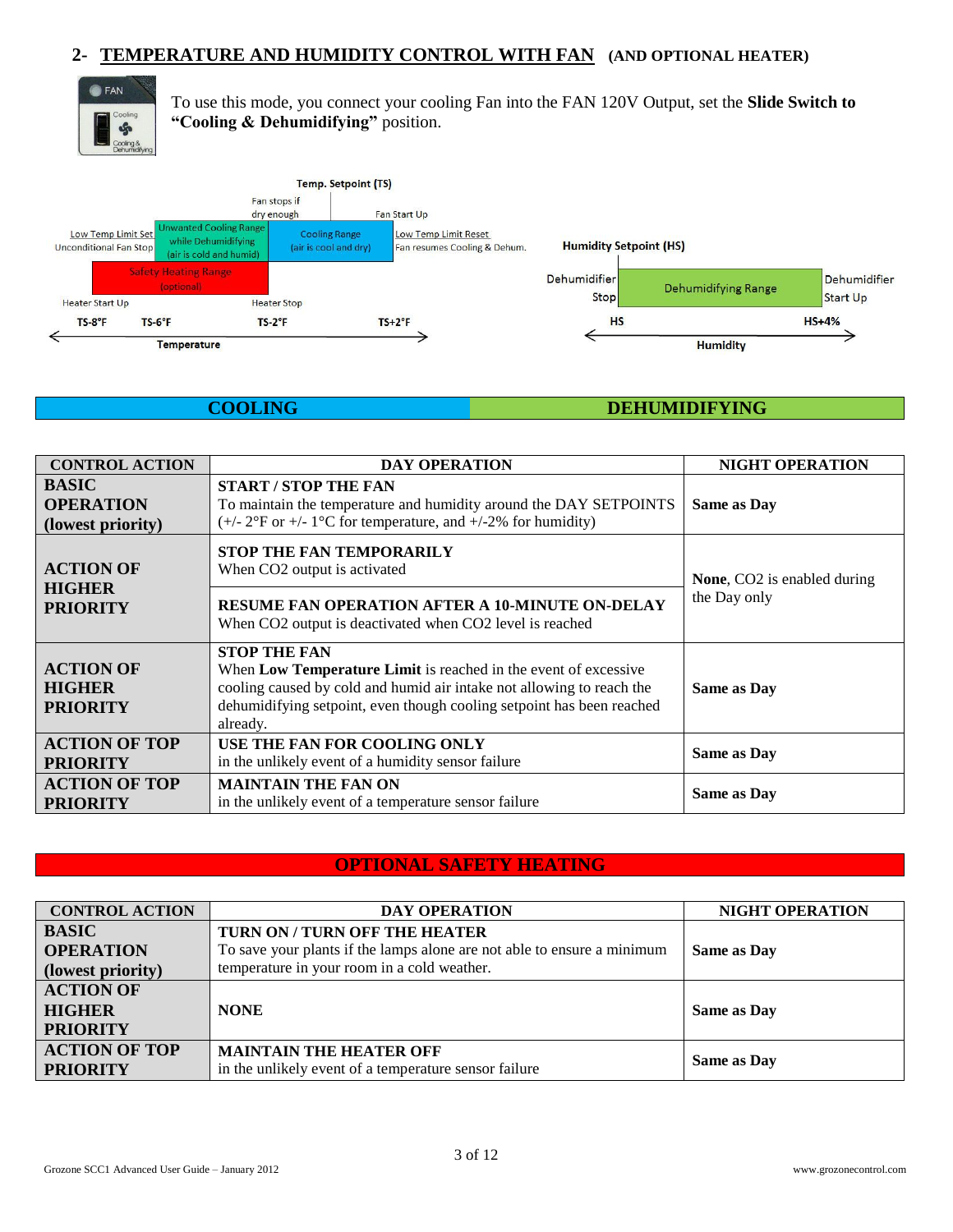## 2- TEMPERATURE AND HUMIDITY CONTROL WITH FAN (AND OPTIONAL HEATER)

To use this mode, you connect your cooling Fan into the FAN 120V Output, set the **Slide Switch to "Cooling & Dehumidifying"** position.

Temp. Setpoint (TS)

Fan stops if dry enough | Fan Start Up

Low Temp Limit Set / Unconditional Fan Stop | Unwanted Cooling Range while Dehumidifying (air is cold and humid) | Cooling Range (air is cool and dry) | Low Temp Limit Reset / Fan resumes Cooling & Dehum.

Safety Heating Range (optional)

Heater Start Up | Heater Stop

TS-8°F | TS-6°F | TS-2°F | TS+2°F

Temperature

Humidity Setpoint (HS)

Dehumidifier Stop | Dehumidifying Range | Dehumidifier Start Up

HS | HS+4%

Humidity

### COOLING / DEHUMIDIFYING

| CONTROL ACTION | DAY OPERATION | NIGHT OPERATION |
|---|---|---|
| **BASIC OPERATION (lowest priority)** | **START / STOP THE FAN**<br>To maintain the temperature and humidity around the DAY SETPOINTS (+/- 2°F or +/- 1°C for temperature, and +/-2% for humidity) | **Same as Day** |
| **ACTION OF HIGHER PRIORITY** | **STOP THE FAN TEMPORARILY**<br>When $CO_2$ output is activated<br><br>**RESUME FAN OPERATION AFTER A 10-MINUTE ON-DELAY**<br>When $CO_2$ output is deactivated when $CO_2$ level is reached | **None**, $CO_2$ is enabled during the Day only |
| **ACTION OF HIGHER PRIORITY** | **STOP THE FAN**<br>When **Low Temperature Limit** is reached in the event of excessive cooling caused by cold and humid air intake not allowing to reach the dehumidifying setpoint, even though cooling setpoint has been reached already. | **Same as Day** |
| **ACTION OF TOP PRIORITY** | **USE THE FAN FOR COOLING ONLY**<br>in the unlikely event of a humidity sensor failure | **Same as Day** |
| **ACTION OF TOP PRIORITY** | **MAINTAIN THE FAN ON**<br>in the unlikely event of a temperature sensor failure | **Same as Day** |

### OPTIONAL SAFETY HEATING

| CONTROL ACTION | DAY OPERATION | NIGHT OPERATION |
|---|---|---|
| **BASIC OPERATION (lowest priority)** | **TURN ON / TURN OFF THE HEATER**<br>To save your plants if the lamps alone are not able to ensure a minimum temperature in your room in a cold weather. | **Same as Day** |
| **ACTION OF HIGHER PRIORITY** | **NONE** | **Same as Day** |
| **ACTION OF TOP PRIORITY** | **MAINTAIN THE HEATER OFF**<br>in the unlikely event of a temperature sensor failure | **Same as Day** |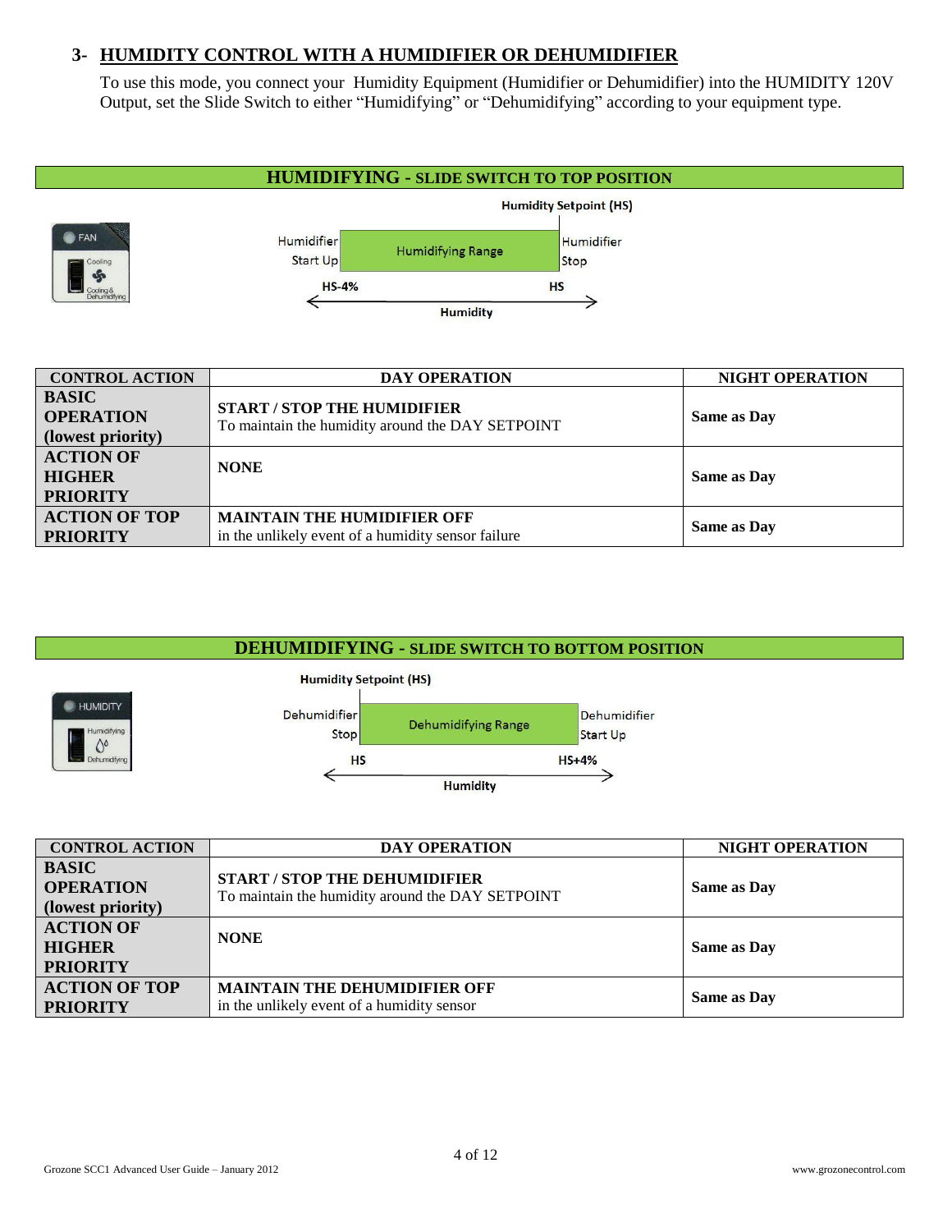## 3- HUMIDITY CONTROL WITH A HUMIDIFIER OR DEHUMIDIFIER

To use this mode, you connect your Humidity Equipment (Humidifier or Dehumidifier) into the HUMIDITY 120V Output, set the Slide Switch to either "Humidifying" or "Dehumidifying" according to your equipment type.

### HUMIDIFYING - SLIDE SWITCH TO TOP POSITION

Humidity Setpoint (HS)

Humidifier Start Up | Humidifying Range | Humidifier Stop

HS-4% → HS

Humidity

| CONTROL ACTION | DAY OPERATION | NIGHT OPERATION |
|---|---|---|
| **BASIC OPERATION (lowest priority)** | **START / STOP THE HUMIDIFIER** To maintain the humidity around the DAY SETPOINT | **Same as Day** |
| **ACTION OF HIGHER PRIORITY** | **NONE** | **Same as Day** |
| **ACTION OF TOP PRIORITY** | **MAINTAIN THE HUMIDIFIER OFF** in the unlikely event of a humidity sensor failure | **Same as Day** |

### DEHUMIDIFYING - SLIDE SWITCH TO BOTTOM POSITION

Humidity Setpoint (HS)

Dehumidifier Stop | Dehumidifying Range | Dehumidifier Start Up

HS → HS+4%

Humidity

| CONTROL ACTION | DAY OPERATION | NIGHT OPERATION |
|---|---|---|
| **BASIC OPERATION (lowest priority)** | **START / STOP THE DEHUMIDIFIER** To maintain the humidity around the DAY SETPOINT | **Same as Day** |
| **ACTION OF HIGHER PRIORITY** | **NONE** | **Same as Day** |
| **ACTION OF TOP PRIORITY** | **MAINTAIN THE DEHUMIDIFIER OFF** in the unlikely event of a humidity sensor | **Same as Day** |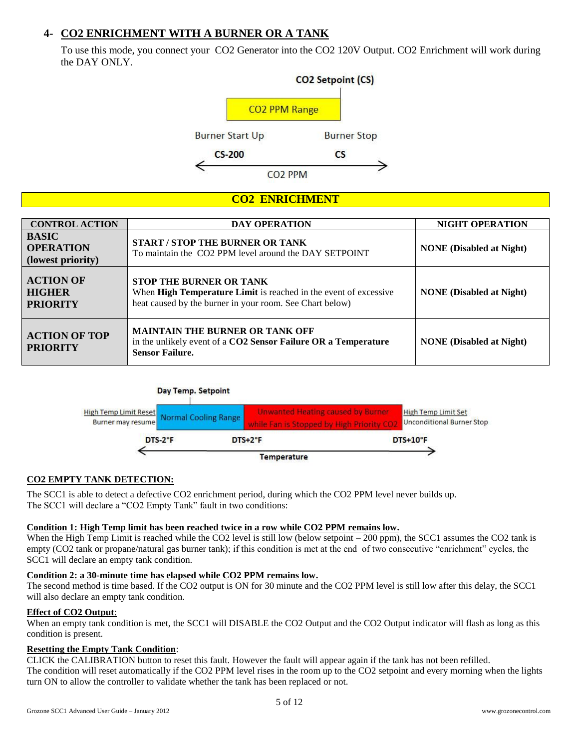## 4- CO2 ENRICHMENT WITH A BURNER OR A TANK

To use this mode, you connect your CO2 Generator into the CO2 120V Output. CO2 Enrichment will work during the DAY ONLY.

CO2 Setpoint (CS)

CO2 PPM Range

Burner Start Up — CS-200

Burner Stop — CS

CO2 PPM

### CO2 ENRICHMENT

| CONTROL ACTION | DAY OPERATION | NIGHT OPERATION |
|---|---|---|
| **BASIC OPERATION (lowest priority)** | **START / STOP THE BURNER OR TANK** To maintain the CO2 PPM level around the DAY SETPOINT | **NONE (Disabled at Night)** |
| **ACTION OF HIGHER PRIORITY** | **STOP THE BURNER OR TANK** When **High Temperature Limit** is reached in the event of excessive heat caused by the burner in your room. See Chart below) | **NONE (Disabled at Night)** |
| **ACTION OF TOP PRIORITY** | **MAINTAIN THE BURNER OR TANK OFF** in the unlikely event of a **CO2 Sensor Failure OR a Temperature Sensor Failure.** | **NONE (Disabled at Night)** |

Day Temp. Setpoint

High Temp Limit Reset, Burner may resume — DTS-2°F

Normal Cooling Range — DTS+2°F

Unwanted Heating caused by Burner while Fan is Stopped by High Priority CO2

High Temp Limit Set, Unconditional Burner Stop — DTS+10°F

Temperature

**CO2 EMPTY TANK DETECTION:**

The SCC1 is able to detect a defective CO2 enrichment period, during which the CO2 PPM level never builds up.
The SCC1 will declare a "CO2 Empty Tank" fault in two conditions:

**Condition 1: High Temp limit has been reached twice in a row while CO2 PPM remains low.**
When the High Temp Limit is reached while the CO2 level is still low (below setpoint – 200 ppm), the SCC1 assumes the CO2 tank is empty (CO2 tank or propane/natural gas burner tank); if this condition is met at the end of two consecutive "enrichment" cycles, the SCC1 will declare an empty tank condition.

**Condition 2: a 30-minute time has elapsed while CO2 PPM remains low.**
The second method is time based. If the CO2 output is ON for 30 minute and the CO2 PPM level is still low after this delay, the SCC1 will also declare an empty tank condition.

**Effect of CO2 Output**:
When an empty tank condition is met, the SCC1 will DISABLE the CO2 Output and the CO2 Output indicator will flash as long as this condition is present.

**Resetting the Empty Tank Condition**:
CLICK the CALIBRATION button to reset this fault. However the fault will appear again if the tank has not been refilled.
The condition will reset automatically if the CO2 PPM level rises in the room up to the CO2 setpoint and every morning when the lights turn ON to allow the controller to validate whether the tank has been replaced or not.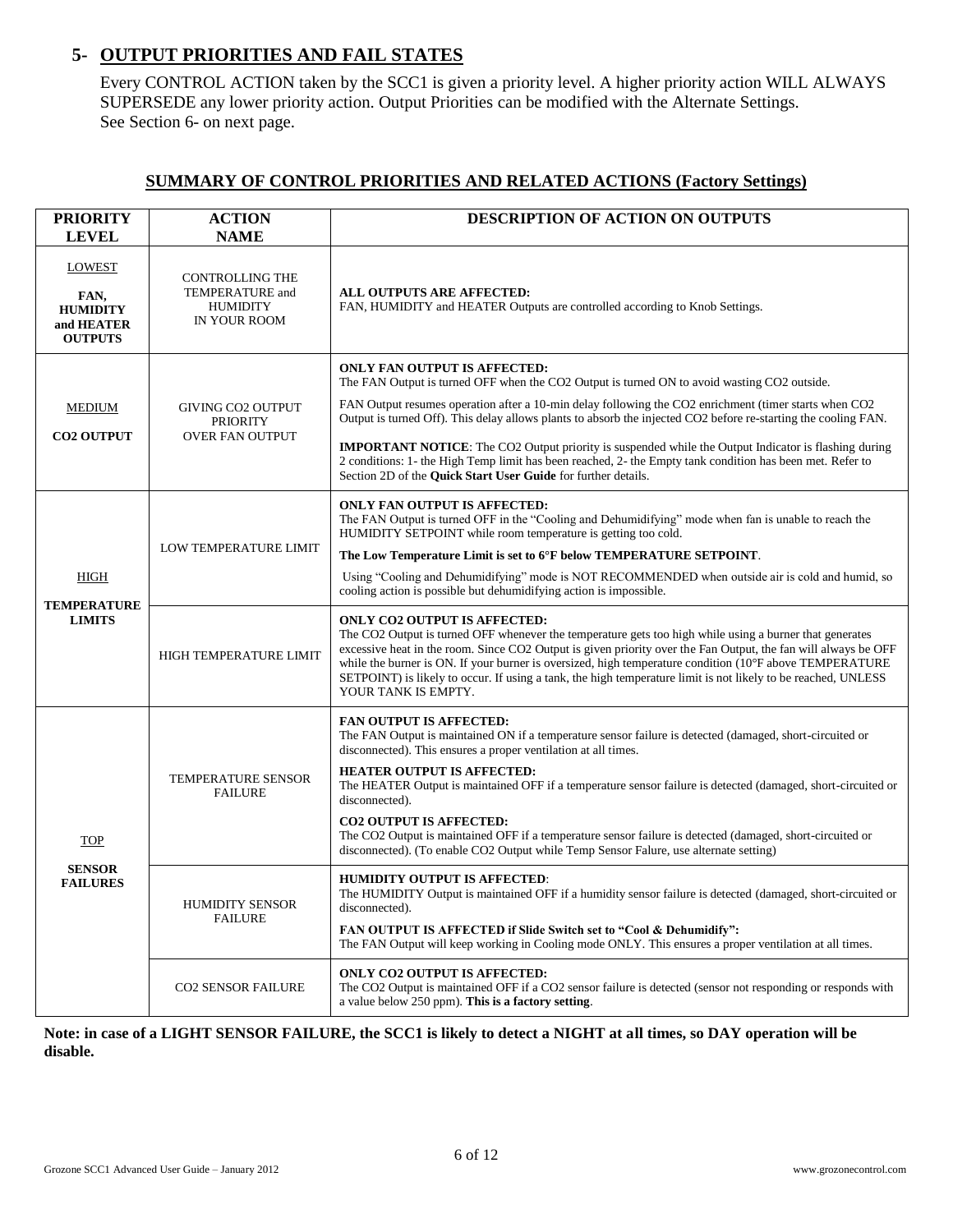## 5- OUTPUT PRIORITIES AND FAIL STATES

Every CONTROL ACTION taken by the SCC1 is given a priority level. A higher priority action WILL ALWAYS SUPERSEDE any lower priority action. Output Priorities can be modified with the Alternate Settings. See Section 6- on next page.

### SUMMARY OF CONTROL PRIORITIES AND RELATED ACTIONS (Factory Settings)

| PRIORITY LEVEL | ACTION NAME | DESCRIPTION OF ACTION ON OUTPUTS |
|---|---|---|
| LOWEST<br>**FAN, HUMIDITY and HEATER OUTPUTS** | CONTROLLING THE TEMPERATURE and HUMIDITY IN YOUR ROOM | **ALL OUTPUTS ARE AFFECTED:**<br>FAN, HUMIDITY and HEATER Outputs are controlled according to Knob Settings. |
| MEDIUM<br>**CO2 OUTPUT** | GIVING CO2 OUTPUT PRIORITY OVER FAN OUTPUT | **ONLY FAN OUTPUT IS AFFECTED:**<br>The FAN Output is turned OFF when the CO2 Output is turned ON to avoid wasting CO2 outside.<br>FAN Output resumes operation after a 10-min delay following the CO2 enrichment (timer starts when CO2 Output is turned Off). This delay allows plants to absorb the injected CO2 before re-starting the cooling FAN.<br>**IMPORTANT NOTICE**: The CO2 Output priority is suspended while the Output Indicator is flashing during 2 conditions: 1- the High Temp limit has been reached, 2- the Empty tank condition has been met. Refer to Section 2D of the **Quick Start User Guide** for further details. |
| HIGH<br>**TEMPERATURE LIMITS** | LOW TEMPERATURE LIMIT | **ONLY FAN OUTPUT IS AFFECTED:**<br>The FAN Output is turned OFF in the "Cooling and Dehumidifying" mode when fan is unable to reach the HUMIDITY SETPOINT while room temperature is getting too cold.<br>**The Low Temperature Limit is set to 6°F below TEMPERATURE SETPOINT**.<br>Using "Cooling and Dehumidifying" mode is NOT RECOMMENDED when outside air is cold and humid, so cooling action is possible but dehumidifying action is impossible. |
| | HIGH TEMPERATURE LIMIT | **ONLY CO2 OUTPUT IS AFFECTED:**<br>The CO2 Output is turned OFF whenever the temperature gets too high while using a burner that generates excessive heat in the room. Since CO2 Output is given priority over the Fan Output, the fan will always be OFF while the burner is ON. If your burner is oversized, high temperature condition (10°F above TEMPERATURE SETPOINT) is likely to occur. If using a tank, the high temperature limit is not likely to be reached, UNLESS YOUR TANK IS EMPTY. |
| TOP<br>**SENSOR FAILURES** | TEMPERATURE SENSOR FAILURE | **FAN OUTPUT IS AFFECTED:**<br>The FAN Output is maintained ON if a temperature sensor failure is detected (damaged, short-circuited or disconnected). This ensures a proper ventilation at all times.<br>**HEATER OUTPUT IS AFFECTED:**<br>The HEATER Output is maintained OFF if a temperature sensor failure is detected (damaged, short-circuited or disconnected).<br>**CO2 OUTPUT IS AFFECTED:**<br>The CO2 Output is maintained OFF if a temperature sensor failure is detected (damaged, short-circuited or disconnected). (To enable CO2 Output while Temp Sensor Falure, use alternate setting) |
| | HUMIDITY SENSOR FAILURE | **HUMIDITY OUTPUT IS AFFECTED**:<br>The HUMIDITY Output is maintained OFF if a humidity sensor failure is detected (damaged, short-circuited or disconnected).<br>**FAN OUTPUT IS AFFECTED if Slide Switch set to "Cool & Dehumidify":**<br>The FAN Output will keep working in Cooling mode ONLY. This ensures a proper ventilation at all times. |
| | CO2 SENSOR FAILURE | **ONLY CO2 OUTPUT IS AFFECTED:**<br>The CO2 Output is maintained OFF if a CO2 sensor failure is detected (sensor not responding or responds with a value below 250 ppm). **This is a factory setting**. |

**Note: in case of a LIGHT SENSOR FAILURE, the SCC1 is likely to detect a NIGHT at all times, so DAY operation will be disable.**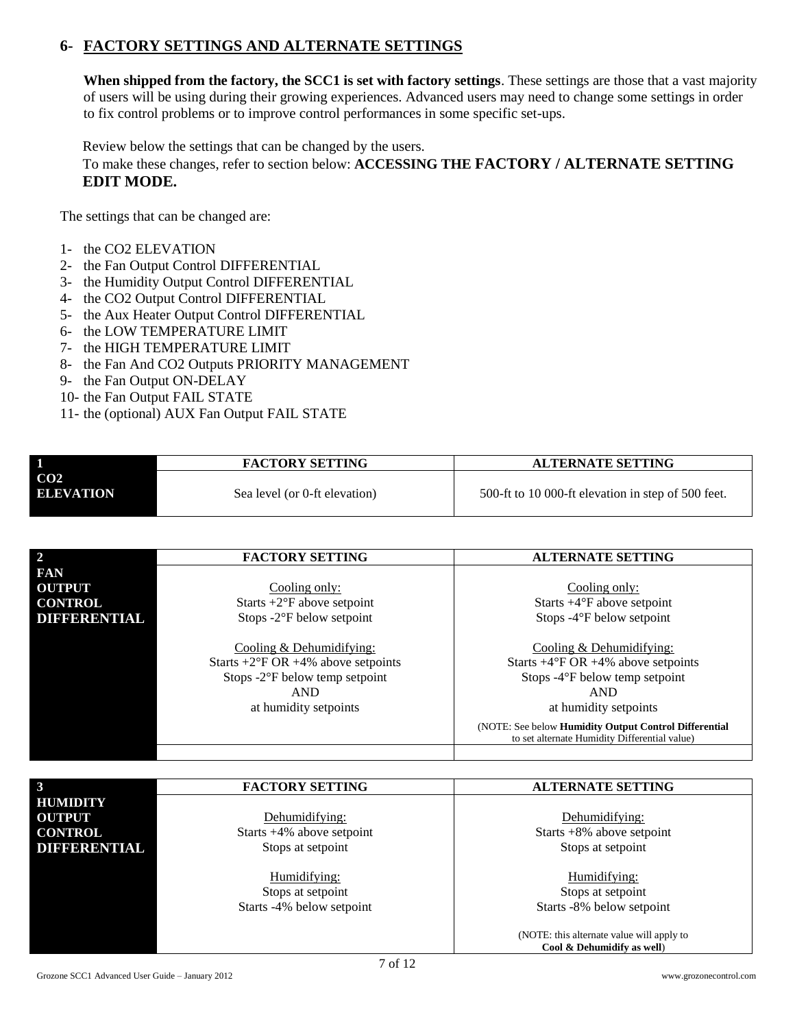## 6- FACTORY SETTINGS AND ALTERNATE SETTINGS

**When shipped from the factory, the SCC1 is set with factory settings**. These settings are those that a vast majority of users will be using during their growing experiences. Advanced users may need to change some settings in order to fix control problems or to improve control performances in some specific set-ups.

Review below the settings that can be changed by the users.
To make these changes, refer to section below: **ACCESSING THE FACTORY / ALTERNATE SETTING EDIT MODE.**

The settings that can be changed are:

1- the CO2 ELEVATION
2- the Fan Output Control DIFFERENTIAL
3- the Humidity Output Control DIFFERENTIAL
4- the CO2 Output Control DIFFERENTIAL
5- the Aux Heater Output Control DIFFERENTIAL
6- the LOW TEMPERATURE LIMIT
7- the HIGH TEMPERATURE LIMIT
8- the Fan And CO2 Outputs PRIORITY MANAGEMENT
9- the Fan Output ON-DELAY
10- the Fan Output FAIL STATE
11- the (optional) AUX Fan Output FAIL STATE

| 1 | FACTORY SETTING | ALTERNATE SETTING |
|---|---|---|
| **CO2 ELEVATION** | Sea level (or 0-ft elevation) | 500-ft to 10 000-ft elevation in step of 500 feet. |

| 2 | FACTORY SETTING | ALTERNATE SETTING |
|---|---|---|
| **FAN OUTPUT CONTROL DIFFERENTIAL** | Cooling only:<br>Starts +2°F above setpoint<br>Stops -2°F below setpoint<br><br>Cooling & Dehumidifying:<br>Starts +2°F OR +4% above setpoints<br>Stops -2°F below temp setpoint<br>AND<br>at humidity setpoints | Cooling only:<br>Starts +4°F above setpoint<br>Stops -4°F below setpoint<br><br>Cooling & Dehumidifying:<br>Starts +4°F OR +4% above setpoints<br>Stops -4°F below temp setpoint<br>AND<br>at humidity setpoints<br><br>(NOTE: See below **Humidity Output Control Differential** to set alternate Humidity Differential value) |

| 3 | FACTORY SETTING | ALTERNATE SETTING |
|---|---|---|
| **HUMIDITY OUTPUT CONTROL DIFFERENTIAL** | Dehumidifying:<br>Starts +4% above setpoint<br>Stops at setpoint<br><br>Humidifying:<br>Stops at setpoint<br>Starts -4% below setpoint | Dehumidifying:<br>Starts +8% above setpoint<br>Stops at setpoint<br><br>Humidifying:<br>Stops at setpoint<br>Starts -8% below setpoint<br><br>(NOTE: this alternate value will apply to **Cool & Dehumidify as well**) |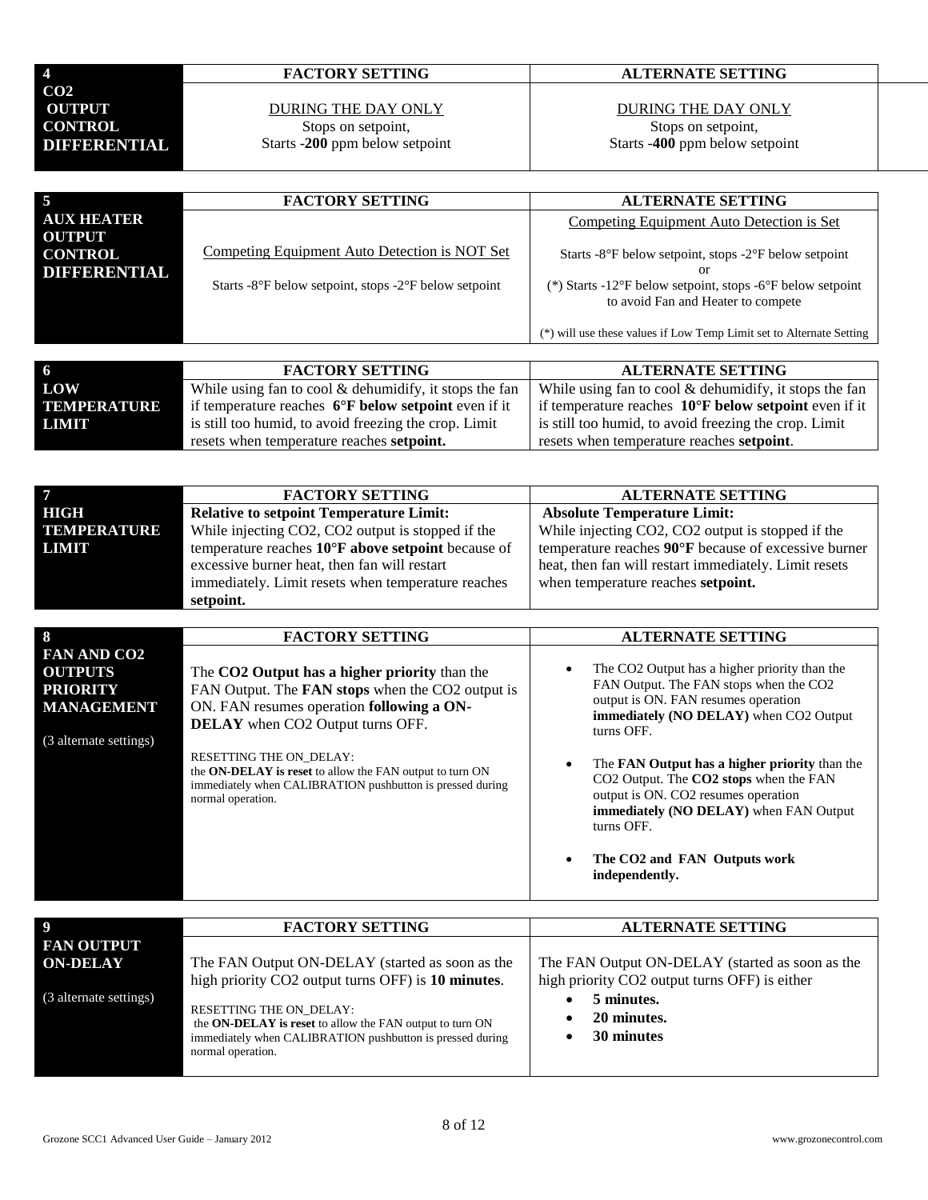| **4** **CO2 OUTPUT CONTROL DIFFERENTIAL** | **FACTORY SETTING** | **ALTERNATE SETTING** |
|---|---|---|
| | DURING THE DAY ONLY<br>Stops on setpoint,<br>Starts -**200** ppm below setpoint | DURING THE DAY ONLY<br>Stops on setpoint,<br>Starts -**400** ppm below setpoint |

| **5** **AUX HEATER OUTPUT CONTROL DIFFERENTIAL** | **FACTORY SETTING** | **ALTERNATE SETTING** |
|---|---|---|
| | Competing Equipment Auto Detection is NOT Set<br><br>Starts -8°F below setpoint, stops -2°F below setpoint | Competing Equipment Auto Detection is Set<br><br>Starts -8°F below setpoint, stops -2°F below setpoint<br>or<br>(*) Starts -12°F below setpoint, stops -6°F below setpoint to avoid Fan and Heater to compete<br><br>(*) will use these values if Low Temp Limit set to Alternate Setting |

| **6** **LOW TEMPERATURE LIMIT** | **FACTORY SETTING** | **ALTERNATE SETTING** |
|---|---|---|
| | While using fan to cool & dehumidify, it stops the fan if temperature reaches **6°F below setpoint** even if it is still too humid, to avoid freezing the crop. Limit resets when temperature reaches **setpoint.** | While using fan to cool & dehumidify, it stops the fan if temperature reaches **10°F below setpoint** even if it is still too humid, to avoid freezing the crop. Limit resets when temperature reaches **setpoint**. |

| **7** **HIGH TEMPERATURE LIMIT** | **FACTORY SETTING** | **ALTERNATE SETTING** |
|---|---|---|
| | **Relative to setpoint Temperature Limit:**<br>While injecting CO2, CO2 output is stopped if the temperature reaches **10°F above setpoint** because of excessive burner heat, then fan will restart immediately. Limit resets when temperature reaches **setpoint.** | **Absolute Temperature Limit:**<br>While injecting CO2, CO2 output is stopped if the temperature reaches **90°F** because of excessive burner heat, then fan will restart immediately. Limit resets when temperature reaches **setpoint.** |

| **8** **FAN AND CO2 OUTPUTS PRIORITY MANAGEMENT**<br><br>(3 alternate settings) | **FACTORY SETTING** | **ALTERNATE SETTING** |
|---|---|---|
| | The **CO2 Output has a higher priority** than the FAN Output. The **FAN stops** when the CO2 output is ON. FAN resumes operation **following a ON-DELAY** when CO2 Output turns OFF.<br><br>RESETTING THE ON_DELAY:<br>the **ON-DELAY is reset** to allow the FAN output to turn ON immediately when CALIBRATION pushbutton is pressed during normal operation. | • The CO2 Output has a higher priority than the FAN Output. The FAN stops when the CO2 output is ON. FAN resumes operation **immediately (NO DELAY)** when CO2 Output turns OFF.<br><br>• The **FAN Output has a higher priority** than the CO2 Output. The **CO2 stops** when the FAN output is ON. CO2 resumes operation **immediately (NO DELAY)** when FAN Output turns OFF.<br><br>• **The CO2 and FAN Outputs work independently.** |

| **9** **FAN OUTPUT ON-DELAY**<br><br>(3 alternate settings) | **FACTORY SETTING** | **ALTERNATE SETTING** |
|---|---|---|
| | The FAN Output ON-DELAY (started as soon as the high priority CO2 output turns OFF) is **10 minutes**.<br><br>RESETTING THE ON_DELAY:<br>the **ON-DELAY is reset** to allow the FAN output to turn ON immediately when CALIBRATION pushbutton is pressed during normal operation. | The FAN Output ON-DELAY (started as soon as the high priority CO2 output turns OFF) is either<br>• **5 minutes.**<br>• **20 minutes.**<br>• **30 minutes** |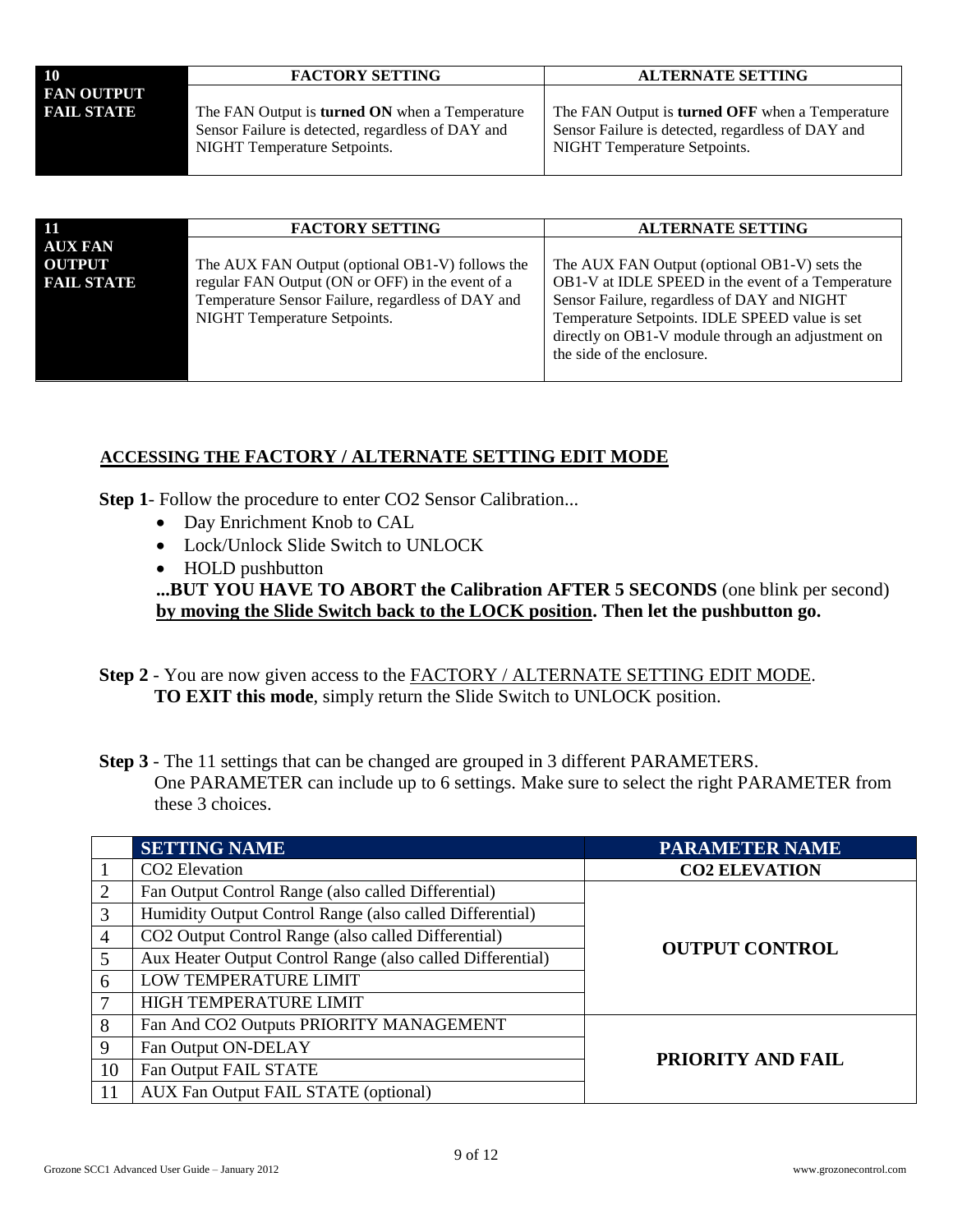| 10 FAN OUTPUT FAIL STATE | FACTORY SETTING | ALTERNATE SETTING |
|---|---|---|
| | The FAN Output is **turned ON** when a Temperature Sensor Failure is detected, regardless of DAY and NIGHT Temperature Setpoints. | The FAN Output is **turned OFF** when a Temperature Sensor Failure is detected, regardless of DAY and NIGHT Temperature Setpoints. |

| 11 AUX FAN OUTPUT FAIL STATE | FACTORY SETTING | ALTERNATE SETTING |
|---|---|---|
| | The AUX FAN Output (optional OB1-V) follows the regular FAN Output (ON or OFF) in the event of a Temperature Sensor Failure, regardless of DAY and NIGHT Temperature Setpoints. | The AUX FAN Output (optional OB1-V) sets the OB1-V at IDLE SPEED in the event of a Temperature Sensor Failure, regardless of DAY and NIGHT Temperature Setpoints. IDLE SPEED value is set directly on OB1-V module through an adjustment on the side of the enclosure. |

## ACCESSING THE FACTORY / ALTERNATE SETTING EDIT MODE

**Step 1**- Follow the procedure to enter CO2 Sensor Calibration...

- Day Enrichment Knob to CAL
- Lock/Unlock Slide Switch to UNLOCK
- HOLD pushbutton

**...BUT YOU HAVE TO ABORT the Calibration AFTER 5 SECONDS** (one blink per second) **by moving the Slide Switch back to the LOCK position. Then let the pushbutton go.**

**Step 2** - You are now given access to the FACTORY / ALTERNATE SETTING EDIT MODE.
**TO EXIT this mode**, simply return the Slide Switch to UNLOCK position.

**Step 3** - The 11 settings that can be changed are grouped in 3 different PARAMETERS.
One PARAMETER can include up to 6 settings. Make sure to select the right PARAMETER from these 3 choices.

| | SETTING NAME | PARAMETER NAME |
|---|---|---|
| 1 | CO2 Elevation | **CO2 ELEVATION** |
| 2 | Fan Output Control Range (also called Differential) | **OUTPUT CONTROL** |
| 3 | Humidity Output Control Range (also called Differential) | |
| 4 | CO2 Output Control Range (also called Differential) | |
| 5 | Aux Heater Output Control Range (also called Differential) | |
| 6 | LOW TEMPERATURE LIMIT | |
| 7 | HIGH TEMPERATURE LIMIT | |
| 8 | Fan And CO2 Outputs PRIORITY MANAGEMENT | **PRIORITY AND FAIL** |
| 9 | Fan Output ON-DELAY | |
| 10 | Fan Output FAIL STATE | |
| 11 | AUX Fan Output FAIL STATE (optional) | |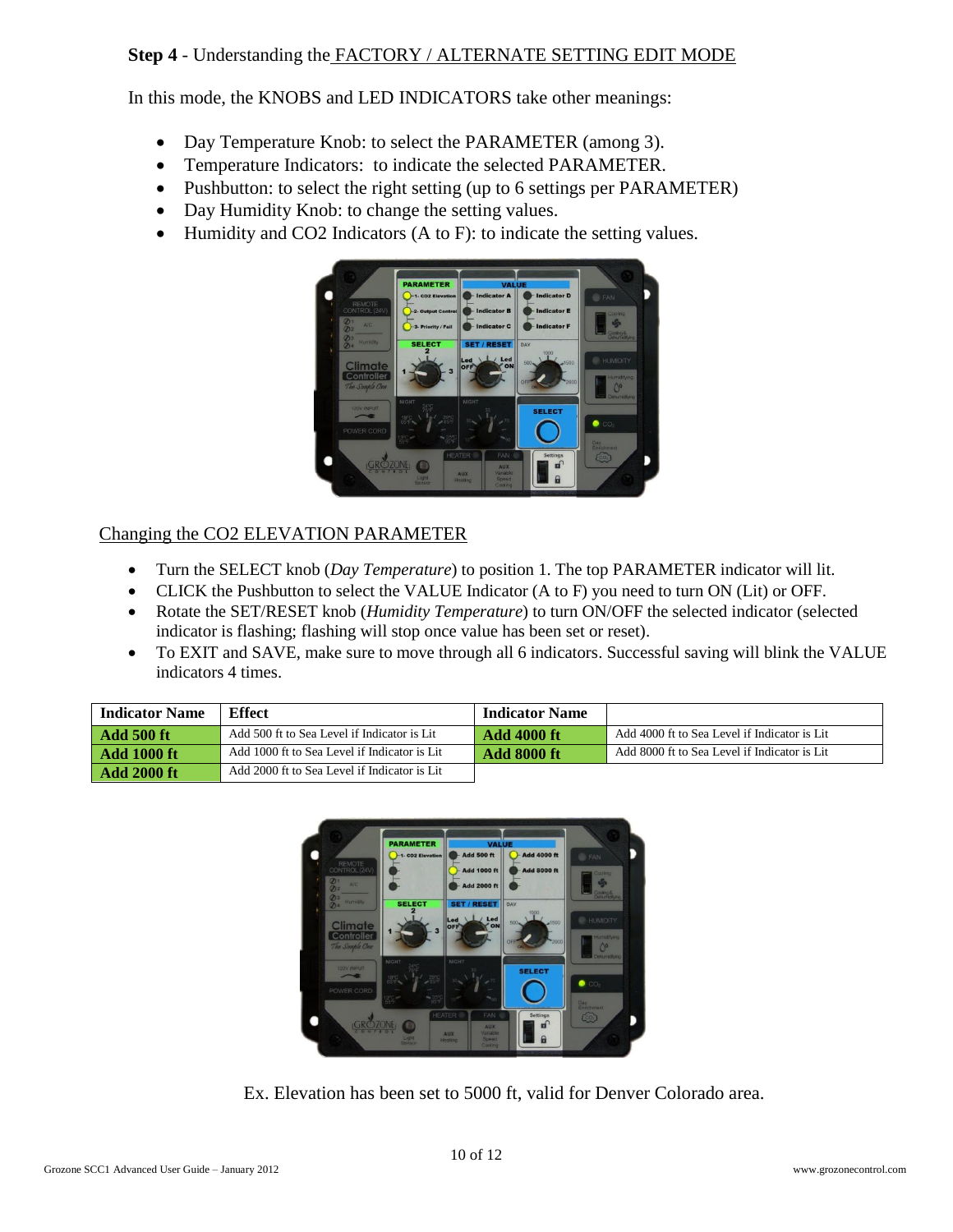**Step 4** - Understanding the FACTORY / ALTERNATE SETTING EDIT MODE

In this mode, the KNOBS and LED INDICATORS take other meanings:

- Day Temperature Knob: to select the PARAMETER (among 3).
- Temperature Indicators: to indicate the selected PARAMETER.
- Pushbutton: to select the right setting (up to 6 settings per PARAMETER)
- Day Humidity Knob: to change the setting values.
- Humidity and CO2 Indicators (A to F): to indicate the setting values.

Changing the CO2 ELEVATION PARAMETER

- Turn the SELECT knob (*Day Temperature*) to position 1. The top PARAMETER indicator will lit.
- CLICK the Pushbutton to select the VALUE Indicator (A to F) you need to turn ON (Lit) or OFF.
- Rotate the SET/RESET knob (*Humidity Temperature*) to turn ON/OFF the selected indicator (selected indicator is flashing; flashing will stop once value has been set or reset).
- To EXIT and SAVE, make sure to move through all 6 indicators. Successful saving will blink the VALUE indicators 4 times.

| Indicator Name | Effect | Indicator Name | |
|---|---|---|---|
| **Add 500 ft** | Add 500 ft to Sea Level if Indicator is Lit | **Add 4000 ft** | Add 4000 ft to Sea Level if Indicator is Lit |
| **Add 1000 ft** | Add 1000 ft to Sea Level if Indicator is Lit | **Add 8000 ft** | Add 8000 ft to Sea Level if Indicator is Lit |
| **Add 2000 ft** | Add 2000 ft to Sea Level if Indicator is Lit | | |

Ex. Elevation has been set to 5000 ft, valid for Denver Colorado area.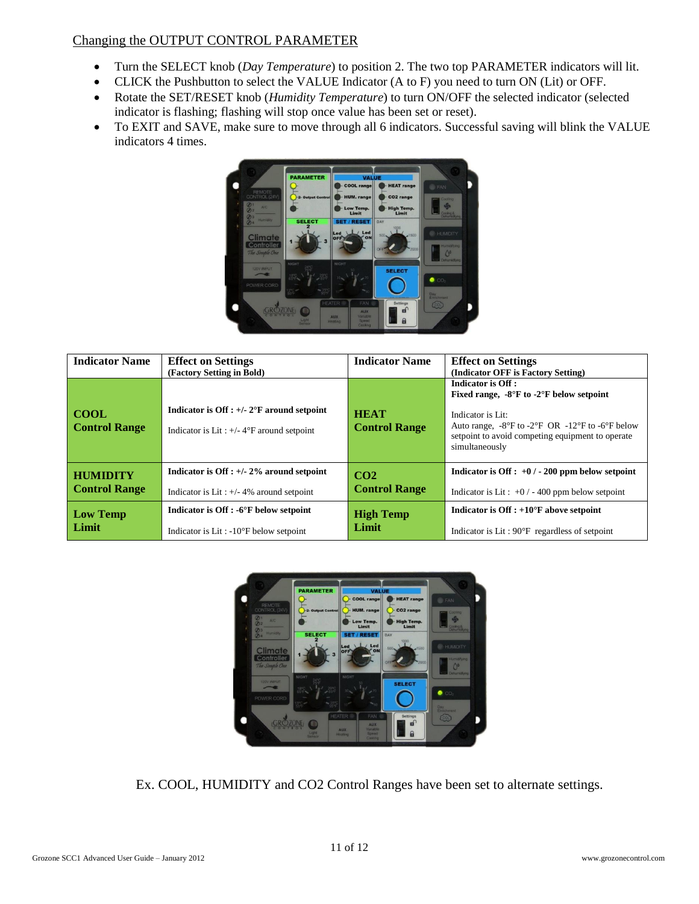Changing the OUTPUT CONTROL PARAMETER

- Turn the SELECT knob (*Day Temperature*) to position 2. The two top PARAMETER indicators will lit.
- CLICK the Pushbutton to select the VALUE Indicator (A to F) you need to turn ON (Lit) or OFF.
- Rotate the SET/RESET knob (*Humidity Temperature*) to turn ON/OFF the selected indicator (selected indicator is flashing; flashing will stop once value has been set or reset).
- To EXIT and SAVE, make sure to move through all 6 indicators. Successful saving will blink the VALUE indicators 4 times.

| Indicator Name | Effect on Settings (Factory Setting in Bold) | Indicator Name | Effect on Settings (Indicator OFF is Factory Setting) |
|---|---|---|---|
| **COOL Control Range** | **Indicator is Off : +/- 2°F around setpoint**<br><br>Indicator is Lit : +/- 4°F around setpoint | **HEAT Control Range** | **Indicator is Off : Fixed range, -8°F to -2°F below setpoint**<br><br>Indicator is Lit: Auto range, -8°F to -2°F OR -12°F to -6°F below setpoint to avoid competing equipment to operate simultaneously |
| **HUMIDITY Control Range** | **Indicator is Off : +/- 2% around setpoint**<br><br>Indicator is Lit : +/- 4% around setpoint | **CO2 Control Range** | **Indicator is Off : +0 / - 200 ppm below setpoint**<br><br>Indicator is Lit : +0 / - 400 ppm below setpoint |
| **Low Temp Limit** | **Indicator is Off : -6°F below setpoint**<br><br>Indicator is Lit : -10°F below setpoint | **High Temp Limit** | **Indicator is Off : +10°F above setpoint**<br><br>Indicator is Lit : 90°F regardless of setpoint |

Ex. COOL, HUMIDITY and CO2 Control Ranges have been set to alternate settings.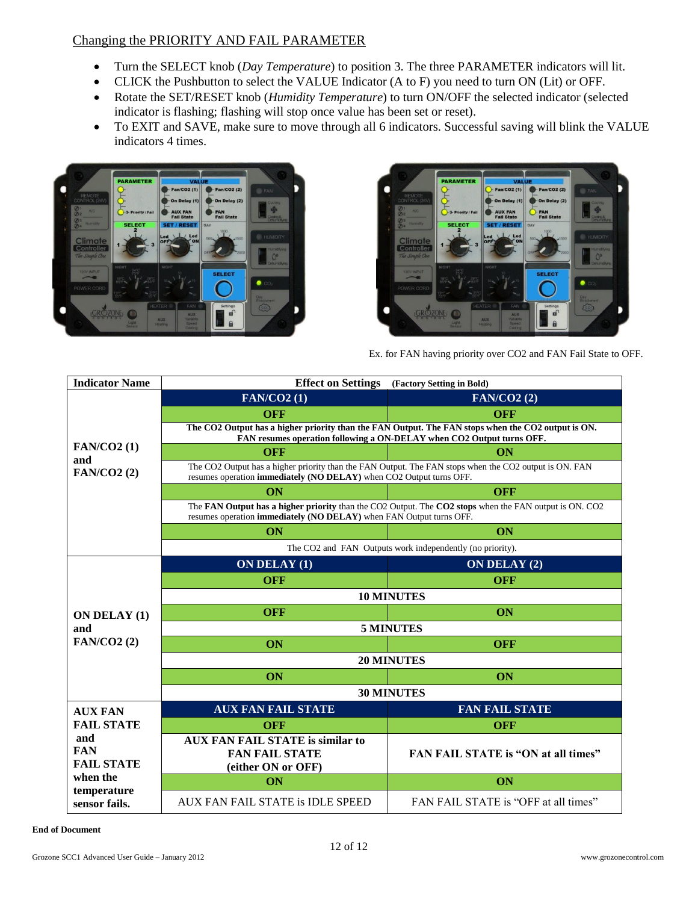## Changing the PRIORITY AND FAIL PARAMETER

- Turn the SELECT knob (*Day Temperature*) to position 3. The three PARAMETER indicators will lit.
- CLICK the Pushbutton to select the VALUE Indicator (A to F) you need to turn ON (Lit) or OFF.
- Rotate the SET/RESET knob (*Humidity Temperature*) to turn ON/OFF the selected indicator (selected indicator is flashing; flashing will stop once value has been set or reset).
- To EXIT and SAVE, make sure to move through all 6 indicators. Successful saving will blink the VALUE indicators 4 times.

Ex. for FAN having priority over CO2 and FAN Fail State to OFF.

| **Indicator Name** | **Effect on Settings** (Factory Setting in Bold) | |
|---|---|---|
| **FAN/CO2 (1) and FAN/CO2 (2)** | **FAN/CO2 (1)** | **FAN/CO2 (2)** |
| | **OFF** | **OFF** |
| | **The CO2 Output has a higher priority than the FAN Output. The FAN stops when the CO2 output is ON. FAN resumes operation following a ON-DELAY when CO2 Output turns OFF.** | |
| | **OFF** | **ON** |
| | The CO2 Output has a higher priority than the FAN Output. The FAN stops when the CO2 output is ON. FAN resumes operation **immediately (NO DELAY)** when CO2 Output turns OFF. | |
| | **ON** | **OFF** |
| | The **FAN Output has a higher priority** than the CO2 Output. The **CO2 stops** when the FAN output is ON. CO2 resumes operation **immediately (NO DELAY)** when FAN Output turns OFF. | |
| | **ON** | **ON** |
| | The CO2 and FAN Outputs work independently (no priority). | |
| **ON DELAY (1) and FAN/CO2 (2)** | **ON DELAY (1)** | **ON DELAY (2)** |
| | **OFF** | **OFF** |
| | **10 MINUTES** | |
| | **OFF** | **ON** |
| | **5 MINUTES** | |
| | **ON** | **OFF** |
| | **20 MINUTES** | |
| | **ON** | **ON** |
| | **30 MINUTES** | |
| **AUX FAN FAIL STATE and FAN FAIL STATE when the temperature sensor fails.** | **AUX FAN FAIL STATE** | **FAN FAIL STATE** |
| | **OFF** | **OFF** |
| | **AUX FAN FAIL STATE is similar to FAN FAIL STATE (either ON or OFF)** | **FAN FAIL STATE is "ON at all times"** |
| | **ON** | **ON** |
| | AUX FAN FAIL STATE is IDLE SPEED | FAN FAIL STATE is "OFF at all times" |

**End of Document**